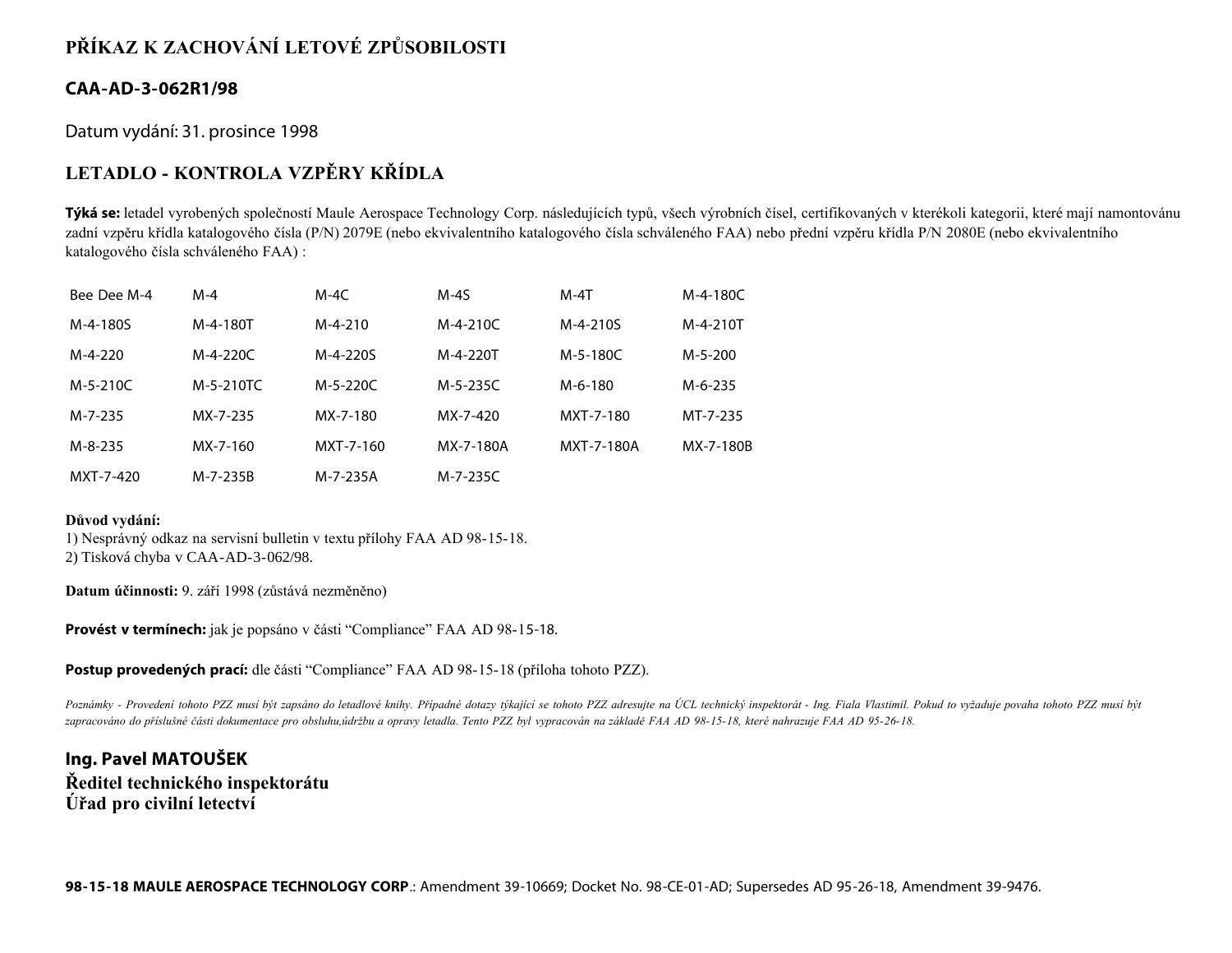# PŘÍKAZ K ZACHOVÁNÍ LETOVÉ ZPŮSOBILOSTI

## CAA-AD-3-062R1/98

Datum vydání: 31. prosince 1998

## LETADLO - KONTROLA VZPĚRY KŘÍDLA

**Týká se:** letadel vyrobených společností Maule Aerospace Technology Corp. následujících typů, všech výrobních čísel, certifikovaných v kterékoli kategorii, které mají namontovánu zadní vzpěru křídla katalogového čísla (P/N) 2079E (nebo ekvivalentního katalogového čísla schváleného FAA) nebo přední vzpěru křídla P/N 2080E (nebo ekvivalentního katalogového čísla schváleného FAA) :

| | | | | | |
|---|---|---|---|---|---|
| Bee Dee M-4 | M-4 | M-4C | M-4S | M-4T | M-4-180C |
| M-4-180S | M-4-180T | M-4-210 | M-4-210C | M-4-210S | M-4-210T |
| M-4-220 | M-4-220C | M-4-220S | M-4-220T | M-5-180C | M-5-200 |
| M-5-210C | M-5-210TC | M-5-220C | M-5-235C | M-6-180 | M-6-235 |
| M-7-235 | MX-7-235 | MX-7-180 | MX-7-420 | MXT-7-180 | MT-7-235 |
| M-8-235 | MX-7-160 | MXT-7-160 | MX-7-180A | MXT-7-180A | MX-7-180B |
| MXT-7-420 | M-7-235B | M-7-235A | M-7-235C | | |

**Důvod vydání:**
1) Nesprávný odkaz na servisní bulletin v textu přílohy FAA AD 98-15-18.
2) Tisková chyba v CAA-AD-3-062/98.

**Datum účinnosti:** 9. září 1998 (zůstává nezměněno)

**Provést v termínech:** jak je popsáno v části "Compliance" FAA AD 98-15-18.

**Postup provedených prací:** dle části "Compliance" FAA AD 98-15-18 (příloha tohoto PZZ).

*Poznámky - Provedení tohoto PZZ musí být zapsáno do letadlové knihy. Případné dotazy týkající se tohoto PZZ adresujte na ÚCL technický inspektorát - Ing. Fiala Vlastimil. Pokud to vyžaduje povaha tohoto PZZ musí být zapracováno do příslušné části dokumentace pro obsluhu,údržbu a opravy letadla. Tento PZZ byl vypracován na základě FAA AD 98-15-18, které nahrazuje FAA AD 95-26-18.*

**Ing. Pavel MATOUŠEK**
**Ředitel technického inspektorátu**
**Úřad pro civilní letectví**

**98-15-18 MAULE AEROSPACE TECHNOLOGY CORP**.: Amendment 39-10669; Docket No. 98-CE-01-AD; Supersedes AD 95-26-18, Amendment 39-9476.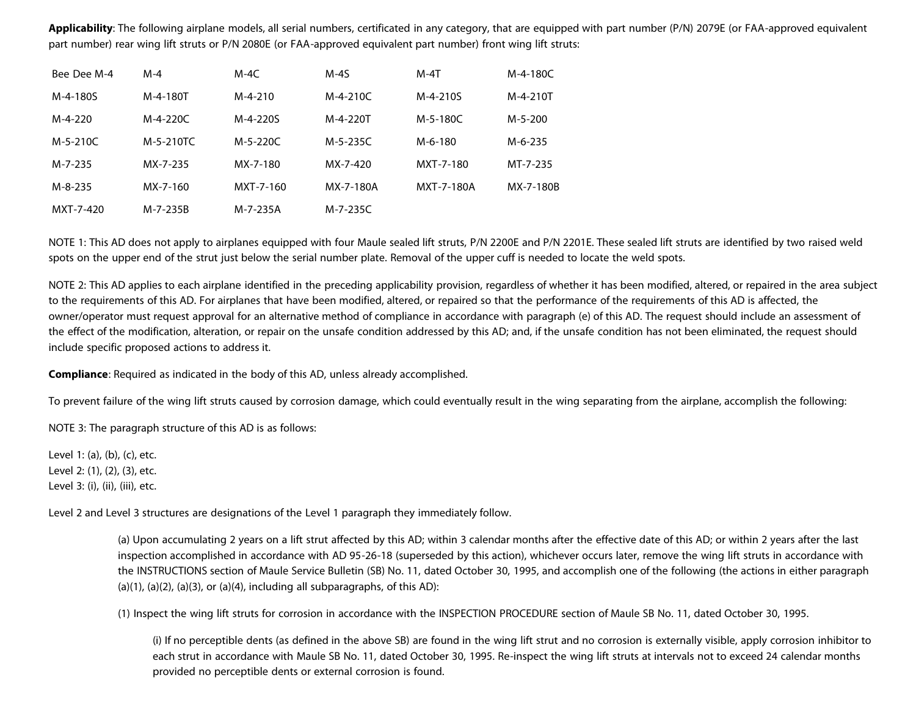**Applicability**: The following airplane models, all serial numbers, certificated in any category, that are equipped with part number (P/N) 2079E (or FAA-approved equivalent part number) rear wing lift struts or P/N 2080E (or FAA-approved equivalent part number) front wing lift struts:

| | | | | | |
|---|---|---|---|---|---|
| Bee Dee M-4 | M-4 | M-4C | M-4S | M-4T | M-4-180C |
| M-4-180S | M-4-180T | M-4-210 | M-4-210C | M-4-210S | M-4-210T |
| M-4-220 | M-4-220C | M-4-220S | M-4-220T | M-5-180C | M-5-200 |
| M-5-210C | M-5-210TC | M-5-220C | M-5-235C | M-6-180 | M-6-235 |
| M-7-235 | MX-7-235 | MX-7-180 | MX-7-420 | MXT-7-180 | MT-7-235 |
| M-8-235 | MX-7-160 | MXT-7-160 | MX-7-180A | MXT-7-180A | MX-7-180B |
| MXT-7-420 | M-7-235B | M-7-235A | M-7-235C | | |

NOTE 1: This AD does not apply to airplanes equipped with four Maule sealed lift struts, P/N 2200E and P/N 2201E. These sealed lift struts are identified by two raised weld spots on the upper end of the strut just below the serial number plate. Removal of the upper cuff is needed to locate the weld spots.

NOTE 2: This AD applies to each airplane identified in the preceding applicability provision, regardless of whether it has been modified, altered, or repaired in the area subject to the requirements of this AD. For airplanes that have been modified, altered, or repaired so that the performance of the requirements of this AD is affected, the owner/operator must request approval for an alternative method of compliance in accordance with paragraph (e) of this AD. The request should include an assessment of the effect of the modification, alteration, or repair on the unsafe condition addressed by this AD; and, if the unsafe condition has not been eliminated, the request should include specific proposed actions to address it.

**Compliance**: Required as indicated in the body of this AD, unless already accomplished.

To prevent failure of the wing lift struts caused by corrosion damage, which could eventually result in the wing separating from the airplane, accomplish the following:

NOTE 3: The paragraph structure of this AD is as follows:

Level 1: (a), (b), (c), etc.
Level 2: (1), (2), (3), etc.
Level 3: (i), (ii), (iii), etc.

Level 2 and Level 3 structures are designations of the Level 1 paragraph they immediately follow.

(a) Upon accumulating 2 years on a lift strut affected by this AD; within 3 calendar months after the effective date of this AD; or within 2 years after the last inspection accomplished in accordance with AD 95-26-18 (superseded by this action), whichever occurs later, remove the wing lift struts in accordance with the INSTRUCTIONS section of Maule Service Bulletin (SB) No. 11, dated October 30, 1995, and accomplish one of the following (the actions in either paragraph (a)(1), (a)(2), (a)(3), or (a)(4), including all subparagraphs, of this AD):

(1) Inspect the wing lift struts for corrosion in accordance with the INSPECTION PROCEDURE section of Maule SB No. 11, dated October 30, 1995.

(i) If no perceptible dents (as defined in the above SB) are found in the wing lift strut and no corrosion is externally visible, apply corrosion inhibitor to each strut in accordance with Maule SB No. 11, dated October 30, 1995. Re-inspect the wing lift struts at intervals not to exceed 24 calendar months provided no perceptible dents or external corrosion is found.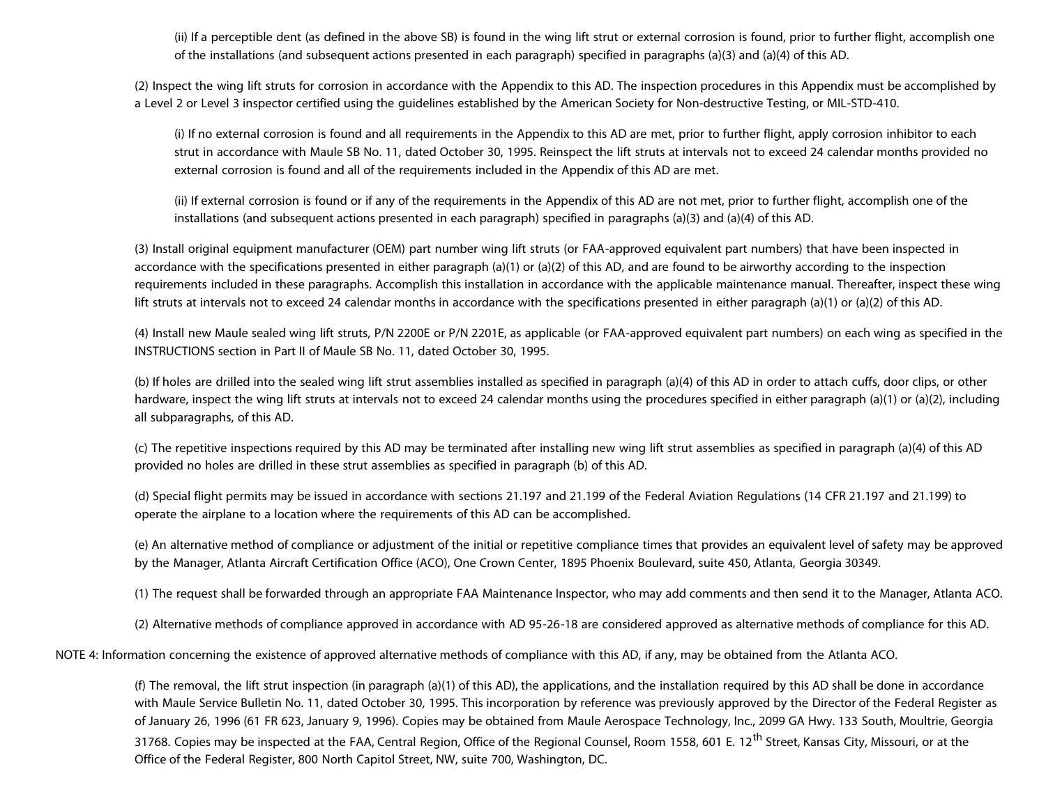(ii) If a perceptible dent (as defined in the above SB) is found in the wing lift strut or external corrosion is found, prior to further flight, accomplish one of the installations (and subsequent actions presented in each paragraph) specified in paragraphs (a)(3) and (a)(4) of this AD.

(2) Inspect the wing lift struts for corrosion in accordance with the Appendix to this AD. The inspection procedures in this Appendix must be accomplished by a Level 2 or Level 3 inspector certified using the guidelines established by the American Society for Non-destructive Testing, or MIL-STD-410.

(i) If no external corrosion is found and all requirements in the Appendix to this AD are met, prior to further flight, apply corrosion inhibitor to each strut in accordance with Maule SB No. 11, dated October 30, 1995. Reinspect the lift struts at intervals not to exceed 24 calendar months provided no external corrosion is found and all of the requirements included in the Appendix of this AD are met.

(ii) If external corrosion is found or if any of the requirements in the Appendix of this AD are not met, prior to further flight, accomplish one of the installations (and subsequent actions presented in each paragraph) specified in paragraphs (a)(3) and (a)(4) of this AD.

(3) Install original equipment manufacturer (OEM) part number wing lift struts (or FAA-approved equivalent part numbers) that have been inspected in accordance with the specifications presented in either paragraph (a)(1) or (a)(2) of this AD, and are found to be airworthy according to the inspection requirements included in these paragraphs. Accomplish this installation in accordance with the applicable maintenance manual. Thereafter, inspect these wing lift struts at intervals not to exceed 24 calendar months in accordance with the specifications presented in either paragraph (a)(1) or (a)(2) of this AD.

(4) Install new Maule sealed wing lift struts, P/N 2200E or P/N 2201E, as applicable (or FAA-approved equivalent part numbers) on each wing as specified in the INSTRUCTIONS section in Part II of Maule SB No. 11, dated October 30, 1995.

(b) If holes are drilled into the sealed wing lift strut assemblies installed as specified in paragraph (a)(4) of this AD in order to attach cuffs, door clips, or other hardware, inspect the wing lift struts at intervals not to exceed 24 calendar months using the procedures specified in either paragraph (a)(1) or (a)(2), including all subparagraphs, of this AD.

(c) The repetitive inspections required by this AD may be terminated after installing new wing lift strut assemblies as specified in paragraph (a)(4) of this AD provided no holes are drilled in these strut assemblies as specified in paragraph (b) of this AD.

(d) Special flight permits may be issued in accordance with sections 21.197 and 21.199 of the Federal Aviation Regulations (14 CFR 21.197 and 21.199) to operate the airplane to a location where the requirements of this AD can be accomplished.

(e) An alternative method of compliance or adjustment of the initial or repetitive compliance times that provides an equivalent level of safety may be approved by the Manager, Atlanta Aircraft Certification Office (ACO), One Crown Center, 1895 Phoenix Boulevard, suite 450, Atlanta, Georgia 30349.

(1) The request shall be forwarded through an appropriate FAA Maintenance Inspector, who may add comments and then send it to the Manager, Atlanta ACO.

(2) Alternative methods of compliance approved in accordance with AD 95-26-18 are considered approved as alternative methods of compliance for this AD.

NOTE 4: Information concerning the existence of approved alternative methods of compliance with this AD, if any, may be obtained from the Atlanta ACO.

(f) The removal, the lift strut inspection (in paragraph (a)(1) of this AD), the applications, and the installation required by this AD shall be done in accordance with Maule Service Bulletin No. 11, dated October 30, 1995. This incorporation by reference was previously approved by the Director of the Federal Register as of January 26, 1996 (61 FR 623, January 9, 1996). Copies may be obtained from Maule Aerospace Technology, Inc., 2099 GA Hwy. 133 South, Moultrie, Georgia 31768. Copies may be inspected at the FAA, Central Region, Office of the Regional Counsel, Room 1558, 601 E. 12th Street, Kansas City, Missouri, or at the Office of the Federal Register, 800 North Capitol Street, NW, suite 700, Washington, DC.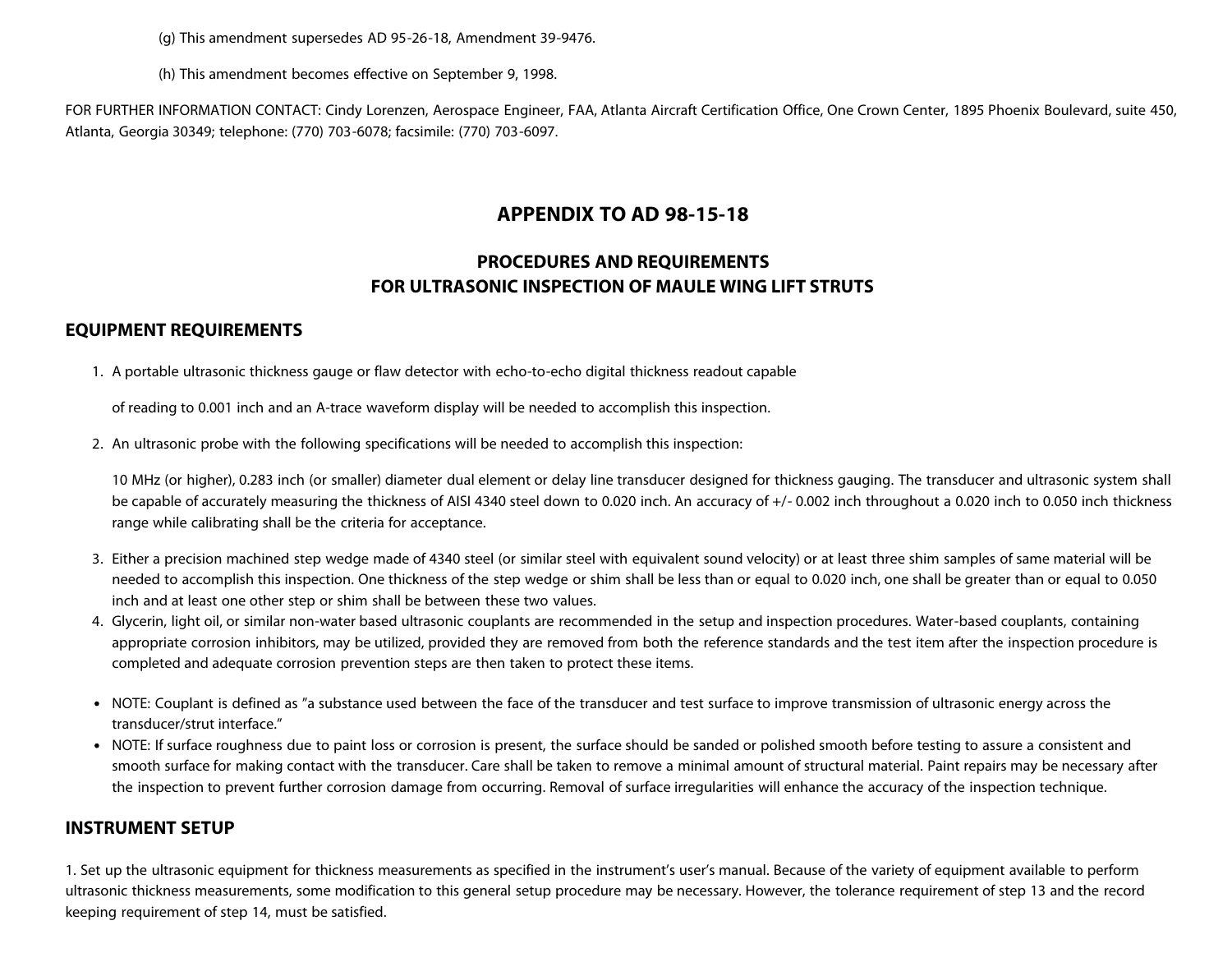(g) This amendment supersedes AD 95-26-18, Amendment 39-9476.

(h) This amendment becomes effective on September 9, 1998.

FOR FURTHER INFORMATION CONTACT: Cindy Lorenzen, Aerospace Engineer, FAA, Atlanta Aircraft Certification Office, One Crown Center, 1895 Phoenix Boulevard, suite 450, Atlanta, Georgia 30349; telephone: (770) 703-6078; facsimile: (770) 703-6097.

# APPENDIX TO AD 98-15-18

## PROCEDURES AND REQUIREMENTS FOR ULTRASONIC INSPECTION OF MAULE WING LIFT STRUTS

### EQUIPMENT REQUIREMENTS

1. A portable ultrasonic thickness gauge or flaw detector with echo-to-echo digital thickness readout capable

   of reading to 0.001 inch and an A-trace waveform display will be needed to accomplish this inspection.

2. An ultrasonic probe with the following specifications will be needed to accomplish this inspection:

   10 MHz (or higher), 0.283 inch (or smaller) diameter dual element or delay line transducer designed for thickness gauging. The transducer and ultrasonic system shall be capable of accurately measuring the thickness of AISI 4340 steel down to 0.020 inch. An accuracy of +/- 0.002 inch throughout a 0.020 inch to 0.050 inch thickness range while calibrating shall be the criteria for acceptance.

3. Either a precision machined step wedge made of 4340 steel (or similar steel with equivalent sound velocity) or at least three shim samples of same material will be needed to accomplish this inspection. One thickness of the step wedge or shim shall be less than or equal to 0.020 inch, one shall be greater than or equal to 0.050 inch and at least one other step or shim shall be between these two values.
4. Glycerin, light oil, or similar non-water based ultrasonic couplants are recommended in the setup and inspection procedures. Water-based couplants, containing appropriate corrosion inhibitors, may be utilized, provided they are removed from both the reference standards and the test item after the inspection procedure is completed and adequate corrosion prevention steps are then taken to protect these items.

- NOTE: Couplant is defined as "a substance used between the face of the transducer and test surface to improve transmission of ultrasonic energy across the transducer/strut interface."
- NOTE: If surface roughness due to paint loss or corrosion is present, the surface should be sanded or polished smooth before testing to assure a consistent and smooth surface for making contact with the transducer. Care shall be taken to remove a minimal amount of structural material. Paint repairs may be necessary after the inspection to prevent further corrosion damage from occurring. Removal of surface irregularities will enhance the accuracy of the inspection technique.

### INSTRUMENT SETUP

1. Set up the ultrasonic equipment for thickness measurements as specified in the instrument's user's manual. Because of the variety of equipment available to perform ultrasonic thickness measurements, some modification to this general setup procedure may be necessary. However, the tolerance requirement of step 13 and the record keeping requirement of step 14, must be satisfied.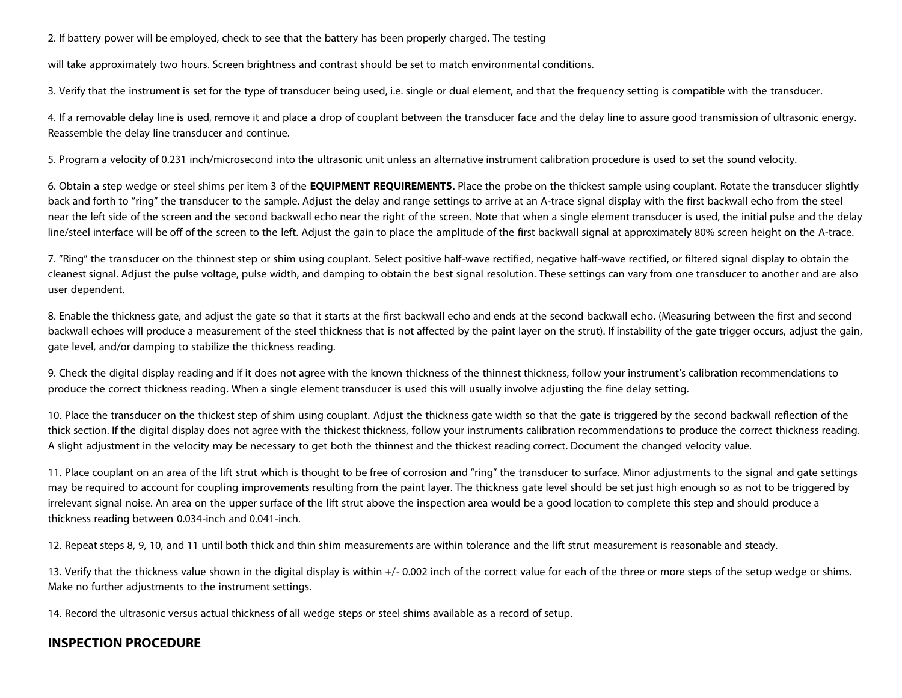2. If battery power will be employed, check to see that the battery has been properly charged. The testing

will take approximately two hours. Screen brightness and contrast should be set to match environmental conditions.

3. Verify that the instrument is set for the type of transducer being used, i.e. single or dual element, and that the frequency setting is compatible with the transducer.

4. If a removable delay line is used, remove it and place a drop of couplant between the transducer face and the delay line to assure good transmission of ultrasonic energy. Reassemble the delay line transducer and continue.

5. Program a velocity of 0.231 inch/microsecond into the ultrasonic unit unless an alternative instrument calibration procedure is used to set the sound velocity.

6. Obtain a step wedge or steel shims per item 3 of the **EQUIPMENT REQUIREMENTS**. Place the probe on the thickest sample using couplant. Rotate the transducer slightly back and forth to "ring" the transducer to the sample. Adjust the delay and range settings to arrive at an A-trace signal display with the first backwall echo from the steel near the left side of the screen and the second backwall echo near the right of the screen. Note that when a single element transducer is used, the initial pulse and the delay line/steel interface will be off of the screen to the left. Adjust the gain to place the amplitude of the first backwall signal at approximately 80% screen height on the A-trace.

7. "Ring" the transducer on the thinnest step or shim using couplant. Select positive half-wave rectified, negative half-wave rectified, or filtered signal display to obtain the cleanest signal. Adjust the pulse voltage, pulse width, and damping to obtain the best signal resolution. These settings can vary from one transducer to another and are also user dependent.

8. Enable the thickness gate, and adjust the gate so that it starts at the first backwall echo and ends at the second backwall echo. (Measuring between the first and second backwall echoes will produce a measurement of the steel thickness that is not affected by the paint layer on the strut). If instability of the gate trigger occurs, adjust the gain, gate level, and/or damping to stabilize the thickness reading.

9. Check the digital display reading and if it does not agree with the known thickness of the thinnest thickness, follow your instrument's calibration recommendations to produce the correct thickness reading. When a single element transducer is used this will usually involve adjusting the fine delay setting.

10. Place the transducer on the thickest step of shim using couplant. Adjust the thickness gate width so that the gate is triggered by the second backwall reflection of the thick section. If the digital display does not agree with the thickest thickness, follow your instruments calibration recommendations to produce the correct thickness reading. A slight adjustment in the velocity may be necessary to get both the thinnest and the thickest reading correct. Document the changed velocity value.

11. Place couplant on an area of the lift strut which is thought to be free of corrosion and "ring" the transducer to surface. Minor adjustments to the signal and gate settings may be required to account for coupling improvements resulting from the paint layer. The thickness gate level should be set just high enough so as not to be triggered by irrelevant signal noise. An area on the upper surface of the lift strut above the inspection area would be a good location to complete this step and should produce a thickness reading between 0.034-inch and 0.041-inch.

12. Repeat steps 8, 9, 10, and 11 until both thick and thin shim measurements are within tolerance and the lift strut measurement is reasonable and steady.

13. Verify that the thickness value shown in the digital display is within +/- 0.002 inch of the correct value for each of the three or more steps of the setup wedge or shims. Make no further adjustments to the instrument settings.

14. Record the ultrasonic versus actual thickness of all wedge steps or steel shims available as a record of setup.

## INSPECTION PROCEDURE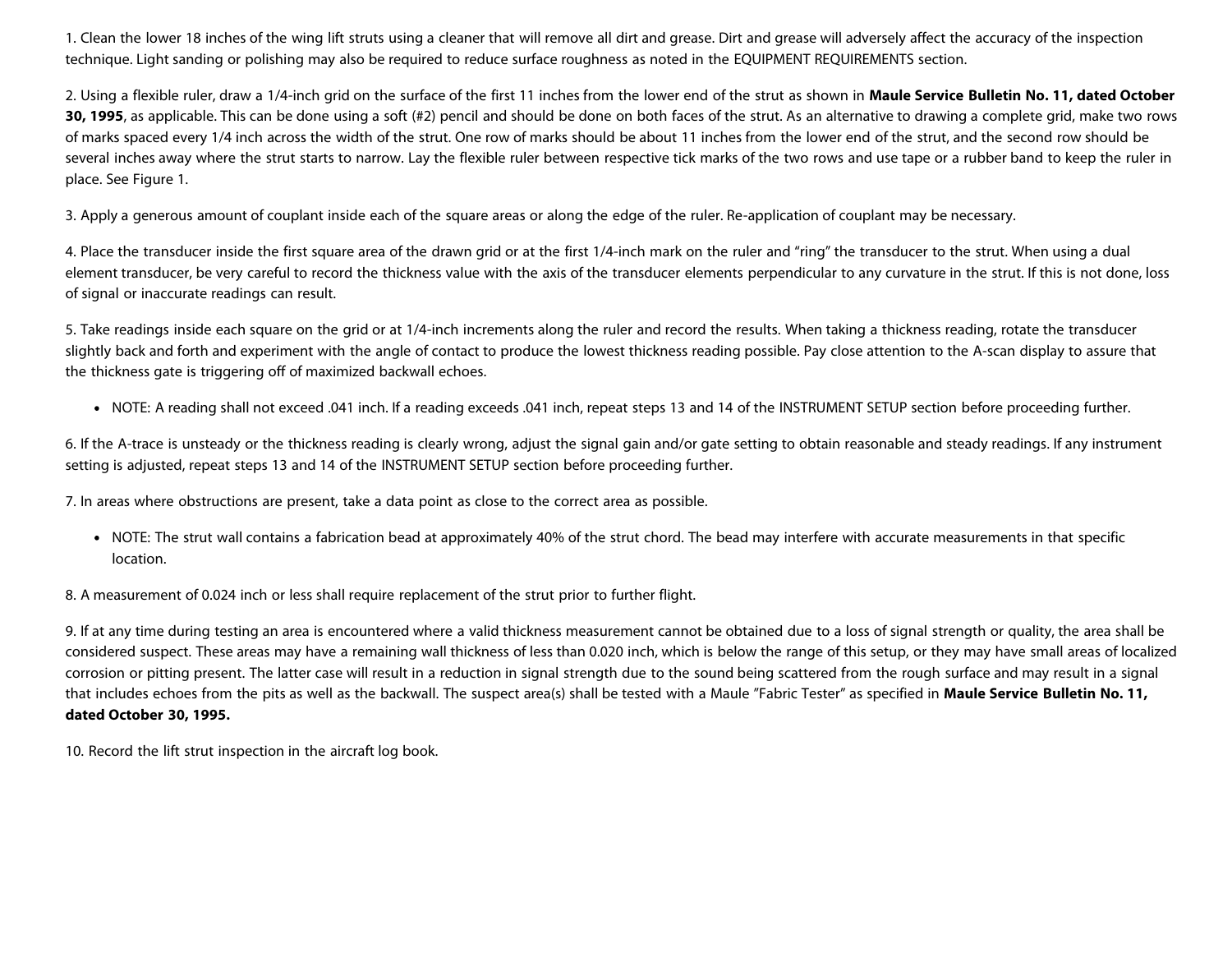1. Clean the lower 18 inches of the wing lift struts using a cleaner that will remove all dirt and grease. Dirt and grease will adversely affect the accuracy of the inspection technique. Light sanding or polishing may also be required to reduce surface roughness as noted in the EQUIPMENT REQUIREMENTS section.

2. Using a flexible ruler, draw a 1/4-inch grid on the surface of the first 11 inches from the lower end of the strut as shown in **Maule Service Bulletin No. 11, dated October 30, 1995**, as applicable. This can be done using a soft (#2) pencil and should be done on both faces of the strut. As an alternative to drawing a complete grid, make two rows of marks spaced every 1/4 inch across the width of the strut. One row of marks should be about 11 inches from the lower end of the strut, and the second row should be several inches away where the strut starts to narrow. Lay the flexible ruler between respective tick marks of the two rows and use tape or a rubber band to keep the ruler in place. See Figure 1.

3. Apply a generous amount of couplant inside each of the square areas or along the edge of the ruler. Re-application of couplant may be necessary.

4. Place the transducer inside the first square area of the drawn grid or at the first 1/4-inch mark on the ruler and "ring" the transducer to the strut. When using a dual element transducer, be very careful to record the thickness value with the axis of the transducer elements perpendicular to any curvature in the strut. If this is not done, loss of signal or inaccurate readings can result.

5. Take readings inside each square on the grid or at 1/4-inch increments along the ruler and record the results. When taking a thickness reading, rotate the transducer slightly back and forth and experiment with the angle of contact to produce the lowest thickness reading possible. Pay close attention to the A-scan display to assure that the thickness gate is triggering off of maximized backwall echoes.

- NOTE: A reading shall not exceed .041 inch. If a reading exceeds .041 inch, repeat steps 13 and 14 of the INSTRUMENT SETUP section before proceeding further.

6. If the A-trace is unsteady or the thickness reading is clearly wrong, adjust the signal gain and/or gate setting to obtain reasonable and steady readings. If any instrument setting is adjusted, repeat steps 13 and 14 of the INSTRUMENT SETUP section before proceeding further.

7. In areas where obstructions are present, take a data point as close to the correct area as possible.

- NOTE: The strut wall contains a fabrication bead at approximately 40% of the strut chord. The bead may interfere with accurate measurements in that specific location.

8. A measurement of 0.024 inch or less shall require replacement of the strut prior to further flight.

9. If at any time during testing an area is encountered where a valid thickness measurement cannot be obtained due to a loss of signal strength or quality, the area shall be considered suspect. These areas may have a remaining wall thickness of less than 0.020 inch, which is below the range of this setup, or they may have small areas of localized corrosion or pitting present. The latter case will result in a reduction in signal strength due to the sound being scattered from the rough surface and may result in a signal that includes echoes from the pits as well as the backwall. The suspect area(s) shall be tested with a Maule "Fabric Tester" as specified in **Maule Service Bulletin No. 11, dated October 30, 1995.**

10. Record the lift strut inspection in the aircraft log book.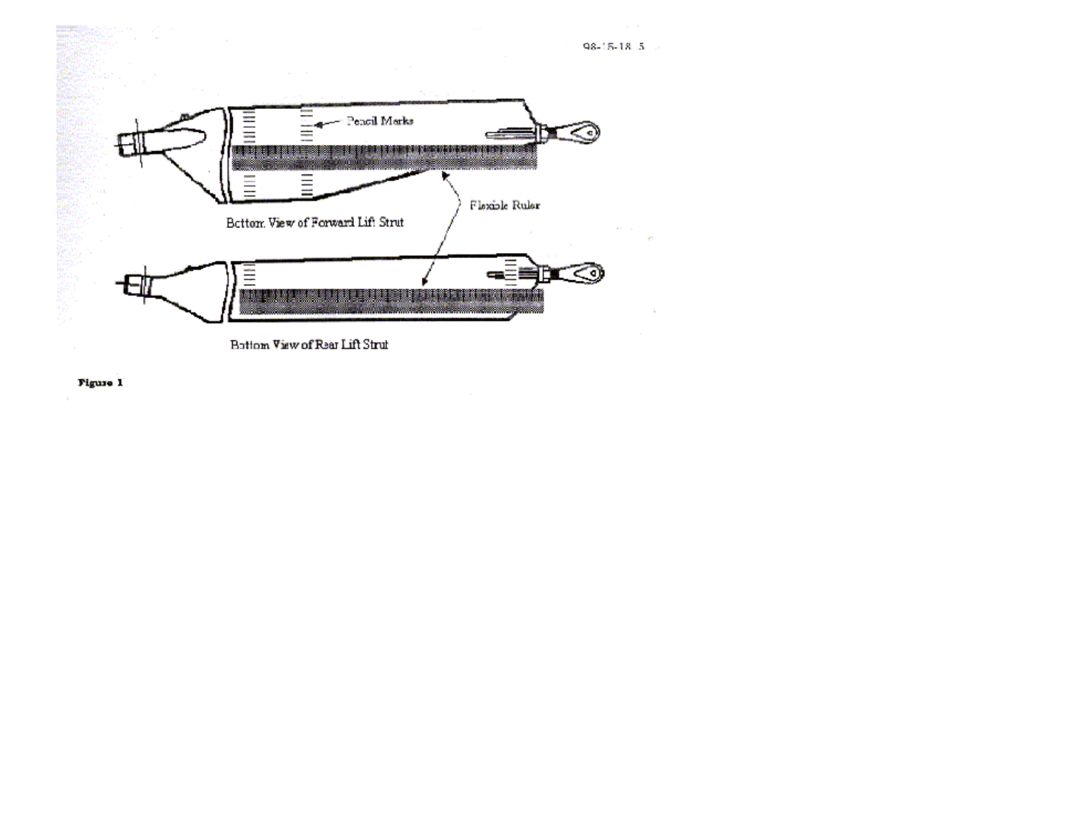Pencil Marks

Flexible Ruler

Bottom View of Forward Lift Strut

Bottom View of Rear Lift Strut

**Figure 1**